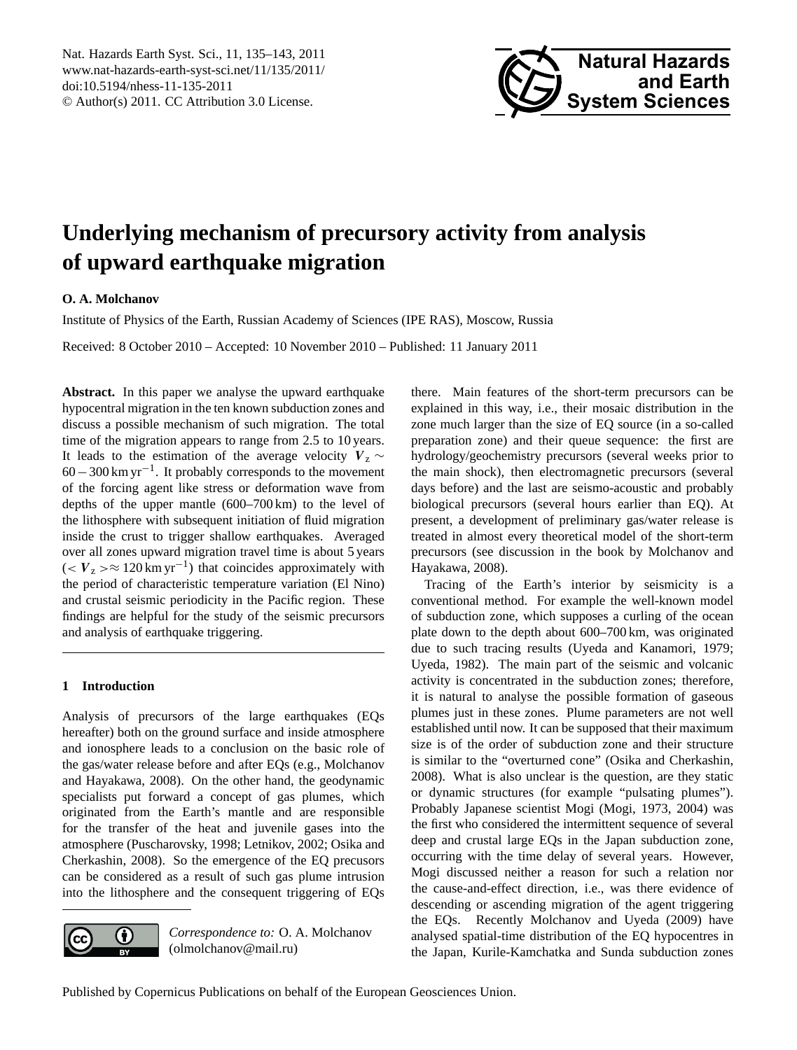# Underlying mechanism of precursory activity from analysis of upward earthquake migration

**O. A. Molchanov**

Institute of Physics of the Earth, Russian Academy of Sciences (IPE RAS), Moscow, Russia

Received: 8 October 2010 – Accepted: 10 November 2010 – Published: 11 January 2011

**Abstract.** In this paper we analyse the upward earthquake hypocentral migration in the ten known subduction zones and discuss a possible mechanism of such migration. The total time of the migration appears to range from 2.5 to 10 years. It leads to the estimation of the average velocity $\boldsymbol{V}_z \sim 60-300\,\mathrm{km\,yr}^{-1}$. It probably corresponds to the movement of the forcing agent like stress or deformation wave from depths of the upper mantle (600–700 km) to the level of the lithosphere with subsequent initiation of fluid migration inside the crust to trigger shallow earthquakes. Averaged over all zones upward migration travel time is about 5 years ($<\boldsymbol{V}_z>\approx 120\,\mathrm{km\,yr}^{-1}$) that coincides approximately with the period of characteristic temperature variation (El Nino) and crustal seismic periodicity in the Pacific region. These findings are helpful for the study of the seismic precursors and analysis of earthquake triggering.

## 1 Introduction

Analysis of precursors of the large earthquakes (EQs hereafter) both on the ground surface and inside atmosphere and ionosphere leads to a conclusion on the basic role of the gas/water release before and after EQs (e.g., Molchanov and Hayakawa, 2008). On the other hand, the geodynamic specialists put forward a concept of gas plumes, which originated from the Earth's mantle and are responsible for the transfer of the heat and juvenile gases into the atmosphere (Puscharovsky, 1998; Letnikov, 2002; Osika and Cherkashin, 2008). So the emergence of the EQ precusors can be considered as a result of such gas plume intrusion into the lithosphere and the consequent triggering of EQs there. Main features of the short-term precursors can be explained in this way, i.e., their mosaic distribution in the zone much larger than the size of EQ source (in a so-called preparation zone) and their queue sequence: the first are hydrology/geochemistry precursors (several weeks prior to the main shock), then electromagnetic precursors (several days before) and the last are seismo-acoustic and probably biological precursors (several hours earlier than EQ). At present, a development of preliminary gas/water release is treated in almost every theoretical model of the short-term precursors (see discussion in the book by Molchanov and Hayakawa, 2008).

Tracing of the Earth's interior by seismicity is a conventional method. For example the well-known model of subduction zone, which supposes a curling of the ocean plate down to the depth about 600–700 km, was originated due to such tracing results (Uyeda and Kanamori, 1979; Uyeda, 1982). The main part of the seismic and volcanic activity is concentrated in the subduction zones; therefore, it is natural to analyse the possible formation of gaseous plumes just in these zones. Plume parameters are not well established until now. It can be supposed that their maximum size is of the order of subduction zone and their structure is similar to the "overturned cone" (Osika and Cherkashin, 2008). What is also unclear is the question, are they static or dynamic structures (for example "pulsating plumes"). Probably Japanese scientist Mogi (Mogi, 1973, 2004) was the first who considered the intermittent sequence of several deep and crustal large EQs in the Japan subduction zone, occurring with the time delay of several years. However, Mogi discussed neither a reason for such a relation nor the cause-and-effect direction, i.e., was there evidence of descending or ascending migration of the agent triggering the EQs. Recently Molchanov and Uyeda (2009) have analysed spatial-time distribution of the EQ hypocentres in the Japan, Kurile-Kamchatka and Sunda subduction zones

*Correspondence to:* O. A. Molchanov (olmolchanov@mail.ru)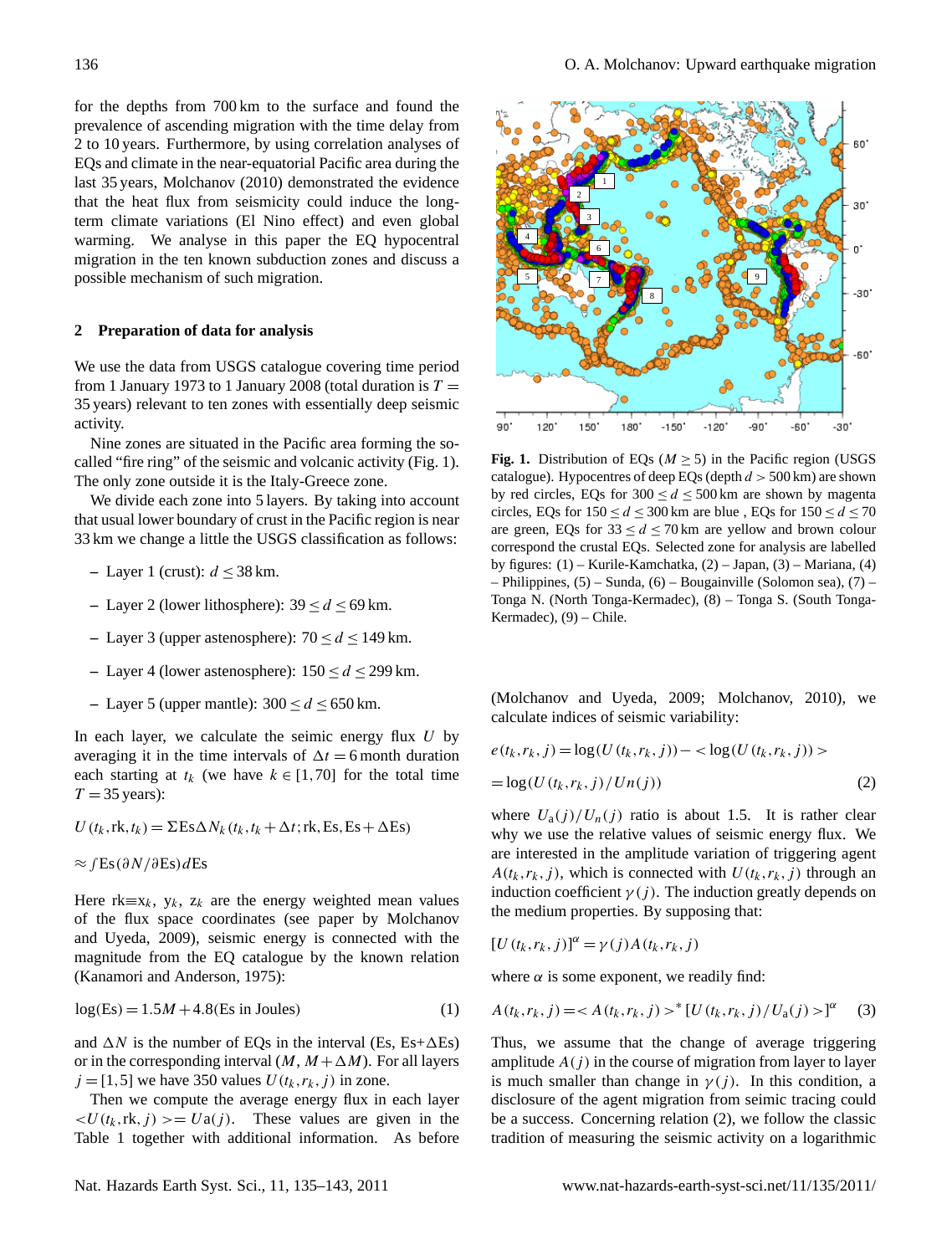for the depths from 700 km to the surface and found the prevalence of ascending migration with the time delay from 2 to 10 years. Furthermore, by using correlation analyses of EQs and climate in the near-equatorial Pacific area during the last 35 years, Molchanov (2010) demonstrated the evidence that the heat flux from seismicity could induce the long-term climate variations (El Nino effect) and even global warming. We analyse in this paper the EQ hypocentral migration in the ten known subduction zones and discuss a possible mechanism of such migration.

## 2 Preparation of data for analysis

We use the data from USGS catalogue covering time period from 1 January 1973 to 1 January 2008 (total duration is $T =$ 35 years) relevant to ten zones with essentially deep seismic activity.

Nine zones are situated in the Pacific area forming the so-called "fire ring" of the seismic and volcanic activity (Fig. 1). The only zone outside it is the Italy-Greece zone.

We divide each zone into 5 layers. By taking into account that usual lower boundary of crust in the Pacific region is near 33 km we change a little the USGS classification as follows:

- Layer 1 (crust): $d \leq 38$ km.
- Layer 2 (lower lithosphere): $39 \leq d \leq 69$ km.
- Layer 3 (upper astenosphere): $70 \leq d \leq 149$ km.
- Layer 4 (lower astenosphere): $150 \leq d \leq 299$ km.
- Layer 5 (upper mantle): $300 \leq d \leq 650$ km.

In each layer, we calculate the seimic energy flux $U$ by averaging it in the time intervals of $\Delta t = 6$ month duration each starting at $t_k$ (we have $k \in [1,70]$ for the total time $T = 35$ years):

$$U(t_k, \mathrm{rk}, t_k) = \Sigma \mathrm{Es} \Delta N_k (t_k, t_k + \Delta t; \mathrm{rk}, \mathrm{Es}, \mathrm{Es} + \Delta \mathrm{Es})$$

$$\approx \int \mathrm{Es} (\partial N / \partial \mathrm{Es}) d\mathrm{Es}$$

Here $\mathrm{rk} \equiv x_k$, $y_k$, $z_k$ are the energy weighted mean values of the flux space coordinates (see paper by Molchanov and Uyeda, 2009), seismic energy is connected with the magnitude from the EQ catalogue by the known relation (Kanamori and Anderson, 1975):

$$\log(\mathrm{Es}) = 1.5M + 4.8 (\mathrm{Es\ in\ Joules}) \quad (1)$$

and $\Delta N$ is the number of EQs in the interval (Es, Es+$\Delta$Es) or in the corresponding interval ($M$, $M + \Delta M$). For all layers $j = [1,5]$ we have 350 values $U(t_k, r_k, j)$ in zone.

Then we compute the average energy flux in each layer $<U(t_k, \mathrm{rk}, j) >= U\mathrm{a}(j)$. These values are given in the Table 1 together with additional information. As before (Molchanov and Uyeda, 2009; Molchanov, 2010), we calculate indices of seismic variability:

$$e(t_k, r_k, j) = \log(U(t_k, r_k, j)) - < \log(U(t_k, r_k, j)) >$$

$$= \log(U(t_k, r_k, j) / Un(j)) \quad (2)$$

where $U_\mathrm{a}(j)/U_n(j)$ ratio is about 1.5. It is rather clear why we use the relative values of seismic energy flux. We are interested in the amplitude variation of triggering agent $A(t_k, r_k, j)$, which is connected with $U(t_k, r_k, j)$ through an induction coefficient $\gamma(j)$. The induction greatly depends on the medium properties. By supposing that:

$$[U(t_k, r_k, j)]^\alpha = \gamma(j) A(t_k, r_k, j)$$

where $\alpha$ is some exponent, we readily find:

$$A(t_k, r_k, j) = < A(t_k, r_k, j) >^* [U(t_k, r_k, j) / U_\mathrm{a}(j) >]^\alpha \quad (3)$$

Thus, we assume that the change of average triggering amplitude $A(j)$ in the course of migration from layer to layer is much smaller than change in $\gamma(j)$. In this condition, a disclosure of the agent migration from seimic tracing could be a success. Concerning relation (2), we follow the classic tradition of measuring the seismic activity on a logarithmic

**Fig. 1.** Distribution of EQs ($M \geq 5$) in the Pacific region (USGS catalogue). Hypocentres of deep EQs (depth $d > 500$ km) are shown by red circles, EQs for $300 \leq d \leq 500$ km are shown by magenta circles, EQs for $150 \leq d \leq 300$ km are blue , EQs for $150 \leq d \leq 70$ are green, EQs for $33 \leq d \leq 70$ km are yellow and brown colour correspond the crustal EQs. Selected zone for analysis are labelled by figures: (1) – Kurile-Kamchatka, (2) – Japan, (3) – Mariana, (4) – Philippines, (5) – Sunda, (6) – Bougainville (Solomon sea), (7) – Tonga N. (North Tonga-Kermadec), (8) – Tonga S. (South Tonga-Kermadec), (9) – Chile.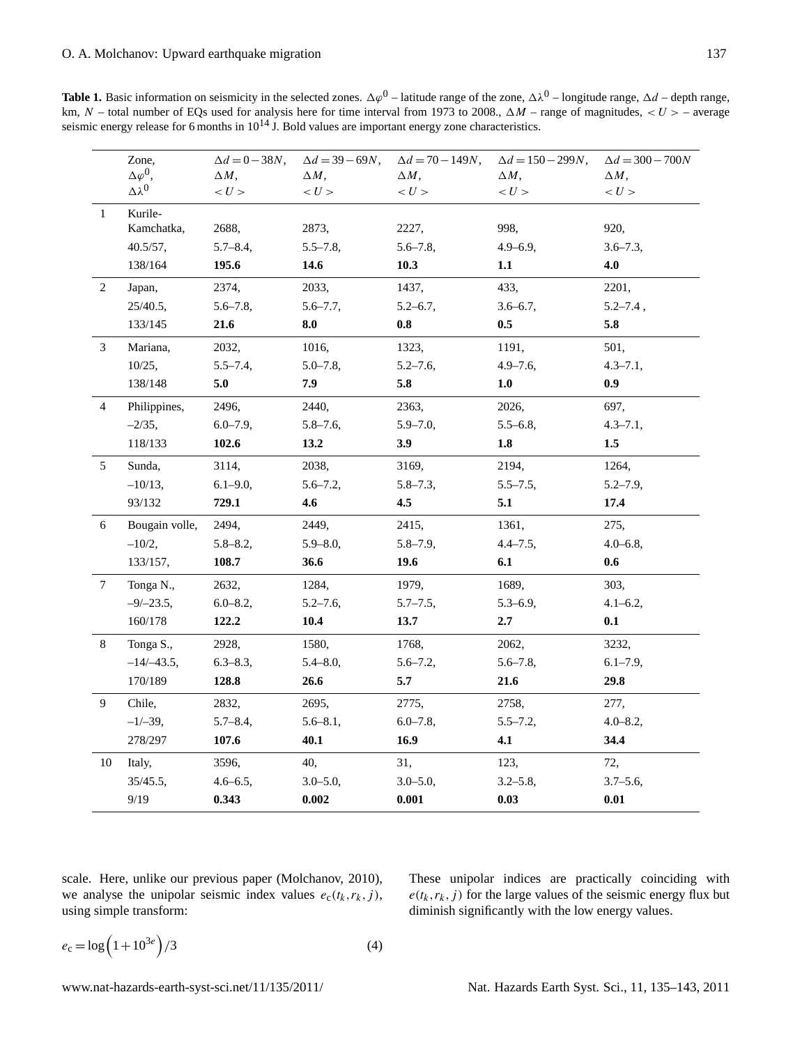**Table 1.** Basic information on seismicity in the selected zones. $\Delta\varphi^0$ – latitude range of the zone, $\Delta\lambda^0$ – longitude range, $\Delta d$ – depth range, km, $N$ – total number of EQs used for analysis here for time interval from 1973 to 2008., $\Delta M$ – range of magnitudes, $<U>$ – average seismic energy release for 6 months in $10^{14}$ J. Bold values are important energy zone characteristics.

| | Zone, $\Delta\varphi^0$, $\Delta\lambda^0$ | $\Delta d = 0-38N$, $\Delta M$, $<U>$ | $\Delta d = 39-69N$, $\Delta M$, $<U>$ | $\Delta d = 70-149N$, $\Delta M$, $<U>$ | $\Delta d = 150-299N$, $\Delta M$, $<U>$ | $\Delta d = 300-700N$ $\Delta M$, $<U>$ |
|---|---|---|---|---|---|---|
| 1 | Kurile-Kamchatka, 40.5/57, 138/164 | 2688, 5.7–8.4, **195.6** | 2873, 5.5–7.8, **14.6** | 2227, 5.6–7.8, **10.3** | 998, 4.9–6.9, **1.1** | 920, 3.6–7.3, **4.0** |
| 2 | Japan, 25/40.5, 133/145 | 2374, 5.6–7.8, **21.6** | 2033, 5.6–7.7, **8.0** | 1437, 5.2–6.7, **0.8** | 433, 3.6–6.7, **0.5** | 2201, 5.2–7.4 , **5.8** |
| 3 | Mariana, 10/25, 138/148 | 2032, 5.5–7.4, **5.0** | 1016, 5.0–7.8, **7.9** | 1323, 5.2–7.6, **5.8** | 1191, 4.9–7.6, **1.0** | 501, 4.3–7.1, **0.9** |
| 4 | Philippines, –2/35, 118/133 | 2496, 6.0–7.9, **102.6** | 2440, 5.8–7.6, **13.2** | 2363, 5.9–7.0, **3.9** | 2026, 5.5–6.8, **1.8** | 697, 4.3–7.1, **1.5** |
| 5 | Sunda, –10/13, 93/132 | 3114, 6.1–9.0, **729.1** | 2038, 5.6–7.2, **4.6** | 3169, 5.8–7.3, **4.5** | 2194, 5.5–7.5, **5.1** | 1264, 5.2–7.9, **17.4** |
| 6 | Bougain volle, –10/2, 133/157, | 2494, 5.8–8.2, **108.7** | 2449, 5.9–8.0, **36.6** | 2415, 5.8–7.9, **19.6** | 1361, 4.4–7.5, **6.1** | 275, 4.0–6.8, **0.6** |
| 7 | Tonga N., –9/–23.5, 160/178 | 2632, 6.0–8.2, **122.2** | 1284, 5.2–7.6, **10.4** | 1979, 5.7–7.5, **13.7** | 1689, 5.3–6.9, **2.7** | 303, 4.1–6.2, **0.1** |
| 8 | Tonga S., –14/–43.5, 170/189 | 2928, 6.3–8.3, **128.8** | 1580, 5.4–8.0, **26.6** | 1768, 5.6–7.2, **5.7** | 2062, 5.6–7.8, **21.6** | 3232, 6.1–7.9, **29.8** |
| 9 | Chile, –1/–39, 278/297 | 2832, 5.7–8.4, **107.6** | 2695, 5.6–8.1, **40.1** | 2775, 6.0–7.8, **16.9** | 2758, 5.5–7.2, **4.1** | 277, 4.0–8.2, **34.4** |
| 10 | Italy, 35/45.5, 9/19 | 3596, 4.6–6.5, **0.343** | 40, 3.0–5.0, **0.002** | 31, 3.0–5.0, **0.001** | 123, 3.2–5.8, **0.03** | 72, 3.7–5.6, **0.01** |

scale. Here, unlike our previous paper (Molchanov, 2010), we analyse the unipolar seismic index values $e_c(t_k, r_k, j)$, using simple transform:

$$e_c = \log\left(1 + 10^{3e}\right)/3 \tag{4}$$

These unipolar indices are practically coinciding with $e(t_k, r_k, j)$ for the large values of the seismic energy flux but diminish significantly with the low energy values.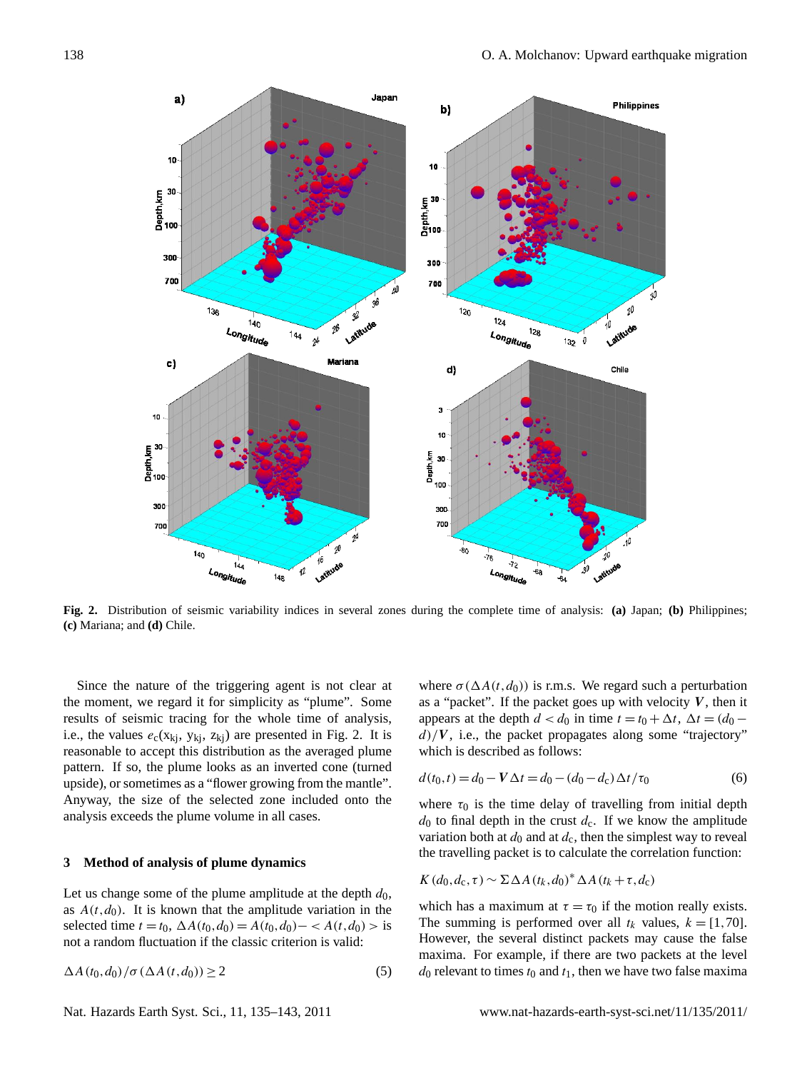**Fig. 2.** Distribution of seismic variability indices in several zones during the complete time of analysis: **(a)** Japan; **(b)** Philippines; **(c)** Mariana; and **(d)** Chile.

Since the nature of the triggering agent is not clear at the moment, we regard it for simplicity as "plume". Some results of seismic tracing for the whole time of analysis, i.e., the values $e_c(x_{kj}, y_{kj}, z_{kj})$ are presented in Fig. 2. It is reasonable to accept this distribution as the averaged plume pattern. If so, the plume looks as an inverted cone (turned upside), or sometimes as a "flower growing from the mantle". Anyway, the size of the selected zone included onto the analysis exceeds the plume volume in all cases.

## 3 Method of analysis of plume dynamics

Let us change some of the plume amplitude at the depth $d_0$, as $A(t, d_0)$. It is known that the amplitude variation in the selected time $t = t_0$, $\Delta A(t_0, d_0) = A(t_0, d_0) - < A(t, d_0) >$ is not a random fluctuation if the classic criterion is valid:

$$\Delta A(t_0, d_0) / \sigma(\Delta A(t, d_0)) \geq 2 \tag{5}$$

where $\sigma(\Delta A(t, d_0))$ is r.m.s. We regard such a perturbation as a "packet". If the packet goes up with velocity $\boldsymbol{V}$, then it appears at the depth $d < d_0$ in time $t = t_0 + \Delta t$, $\Delta t = (d_0 - d)/\boldsymbol{V}$, i.e., the packet propagates along some "trajectory" which is described as follows:

$$d(t_0, t) = d_0 - \boldsymbol{V}\Delta t = d_0 - (d_0 - d_c)\Delta t/\tau_0 \tag{6}$$

where $\tau_0$ is the time delay of travelling from initial depth $d_0$ to final depth in the crust $d_c$. If we know the amplitude variation both at $d_0$ and at $d_c$, then the simplest way to reveal the travelling packet is to calculate the correlation function:

$$K(d_0, d_c, \tau) \sim \Sigma \Delta A(t_k, d_0)^* \Delta A(t_k + \tau, d_c)$$

which has a maximum at $\tau = \tau_0$ if the motion really exists. The summing is performed over all $t_k$ values, $k = [1, 70]$. However, the several distinct packets may cause the false maxima. For example, if there are two packets at the level $d_0$ relevant to times $t_0$ and $t_1$, then we have two false maxima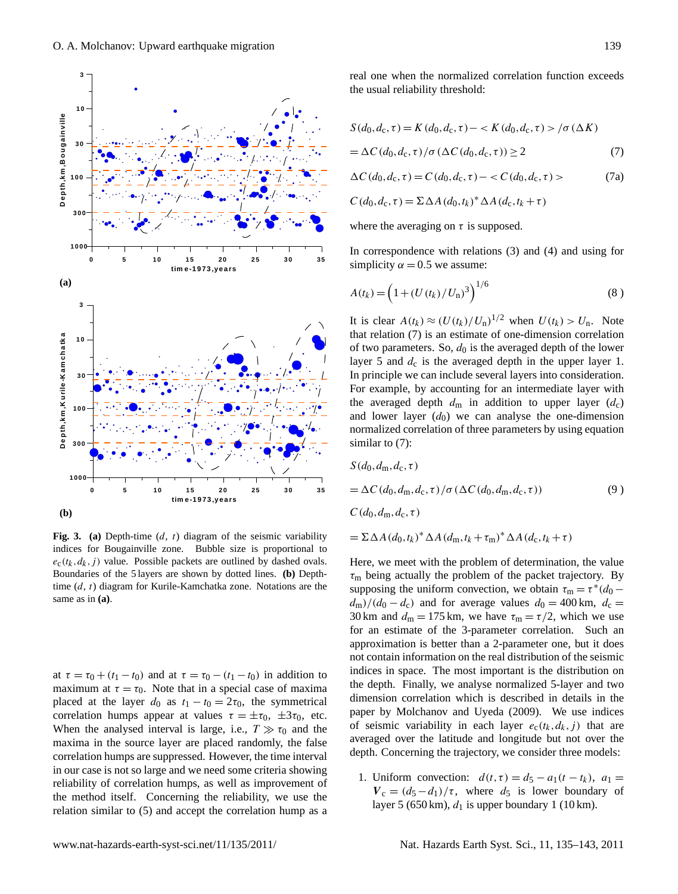**Fig. 3.** **(a)** Depth-time ($d$, $t$) diagram of the seismic variability indices for Bougainville zone. Bubble size is proportional to $e_c(t_k, d_k, j)$ value. Possible packets are outlined by dashed ovals. Boundaries of the 5 layers are shown by dotted lines. **(b)** Depth-time ($d$, $t$) diagram for Kurile-Kamchatka zone. Notations are the same as in **(a)**.

at $\tau = \tau_0 + (t_1 - t_0)$ and at $\tau = \tau_0 - (t_1 - t_0)$ in addition to maximum at $\tau = \tau_0$. Note that in a special case of maxima placed at the layer $d_0$ as $t_1 - t_0 = 2\tau_0$, the symmetrical correlation humps appear at values $\tau = \pm\tau_0$, $\pm 3\tau_0$, etc. When the analysed interval is large, i.e., $T \gg \tau_0$ and the maxima in the source layer are placed randomly, the false correlation humps are suppressed. However, the time interval in our case is not so large and we need some criteria showing reliability of correlation humps, as well as improvement of the method itself. Concerning the reliability, we use the relation similar to (5) and accept the correlation hump as a real one when the normalized correlation function exceeds the usual reliability threshold:

$$S(d_0, d_c, \tau) = K(d_0, d_c, \tau) - < K(d_0, d_c, \tau) > / \sigma(\Delta K)$$

$$= \Delta C(d_0, d_c, \tau) / \sigma(\Delta C(d_0, d_c, \tau)) \geq 2 \tag{7}$$

$$\Delta C(d_0, d_c, \tau) = C(d_0, d_c, \tau) - < C(d_0, d_c, \tau) > \tag{7a}$$

$$C(d_0, d_c, \tau) = \Sigma \Delta A(d_0, t_k)^* \Delta A(d_c, t_k + \tau)$$

where the averaging on $\tau$ is supposed.

In correspondence with relations (3) and (4) and using for simplicity $\alpha = 0.5$ we assume:

$$A(t_k) = \left(1 + (U(t_k)/U_n)^3\right)^{1/6} \tag{8}$$

It is clear $A(t_k) \approx (U(t_k)/U_n)^{1/2}$ when $U(t_k) > U_n$. Note that relation (7) is an estimate of one-dimension correlation of two parameters. So, $d_0$ is the averaged depth of the lower layer 5 and $d_c$ is the averaged depth in the upper layer 1. In principle we can include several layers into consideration. For example, by accounting for an intermediate layer with the averaged depth $d_m$ in addition to upper layer ($d_c$) and lower layer ($d_0$) we can analyse the one-dimension normalized correlation of three parameters by using equation similar to (7):

$$S(d_0, d_m, d_c, \tau)$$

$$= \Delta C(d_0, d_m, d_c, \tau) / \sigma(\Delta C(d_0, d_m, d_c, \tau)) \tag{9}$$

$$C(d_0, d_m, d_c, \tau)$$

$$= \Sigma \Delta A(d_0, t_k)^* \Delta A(d_m, t_k + \tau_m)^* \Delta A(d_c, t_k + \tau)$$

Here, we meet with the problem of determination, the value $\tau_m$ being actually the problem of the packet trajectory. By supposing the uniform convection, we obtain $\tau_m = \tau^*(d_0 - d_m)/(d_0 - d_c)$ and for average values $d_0 = 400$ km, $d_c = 30$ km and $d_m = 175$ km, we have $\tau_m = \tau/2$, which we use for an estimate of the 3-parameter correlation. Such an approximation is better than a 2-parameter one, but it does not contain information on the real distribution of the seismic indices in space. The most important is the distribution on the depth. Finally, we analyse normalized 5-layer and two dimension correlation which is described in details in the paper by Molchanov and Uyeda (2009). We use indices of seismic variability in each layer $e_c(t_k, d_k, j)$ that are averaged over the latitude and longitude but not over the depth. Concerning the trajectory, we consider three models:

1. Uniform convection: $d(t, \tau) = d_5 - a_1(t - t_k)$, $a_1 = \boldsymbol{V}_c = (d_5 - d_1)/\tau$, where $d_5$ is lower boundary of layer 5 (650 km), $d_1$ is upper boundary 1 (10 km).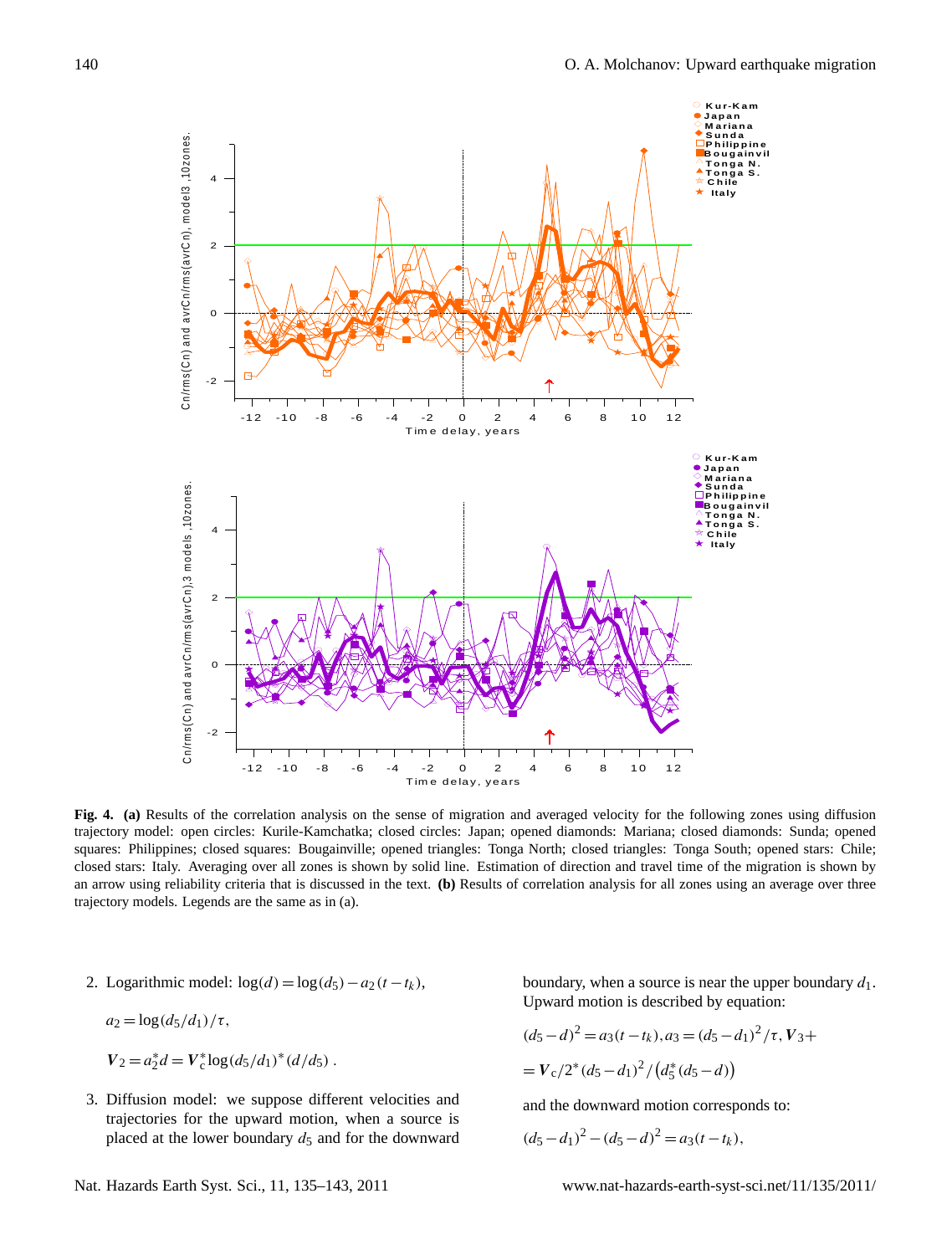**Fig. 4. (a)** Results of the correlation analysis on the sense of migration and averaged velocity for the following zones using diffusion trajectory model: open circles: Kurile-Kamchatka; closed circles: Japan; opened diamonds: Mariana; closed diamonds: Sunda; opened squares: Philippines; closed squares: Bougainville; opened triangles: Tonga North; closed triangles: Tonga South; opened stars: Chile; closed stars: Italy. Averaging over all zones is shown by solid line. Estimation of direction and travel time of the migration is shown by an arrow using reliability criteria that is discussed in the text. **(b)** Results of correlation analysis for all zones using an average over three trajectory models. Legends are the same as in (a).

2. Logarithmic model: $\log(d) = \log(d_5) - a_2(t - t_k)$,

   $a_2 = \log(d_5/d_1)/\tau$,

   $\boldsymbol{V}_2 = a_2^* d = \boldsymbol{V}_c^* \log(d_5/d_1)^*(d/d_5)$ .

3. Diffusion model: we suppose different velocities and trajectories for the upward motion, when a source is placed at the lower boundary $d_5$ and for the downward boundary, when a source is near the upper boundary $d_1$. Upward motion is described by equation:

   $(d_5 - d)^2 = a_3(t - t_k), a_3 = (d_5 - d_1)^2/\tau, \boldsymbol{V}_3 +$

   $= \boldsymbol{V}_c/2^*(d_5 - d_1)^2/\left(d_5^*(d_5 - d)\right)$

   and the downward motion corresponds to:

   $(d_5 - d_1)^2 - (d_5 - d)^2 = a_3(t - t_k)$,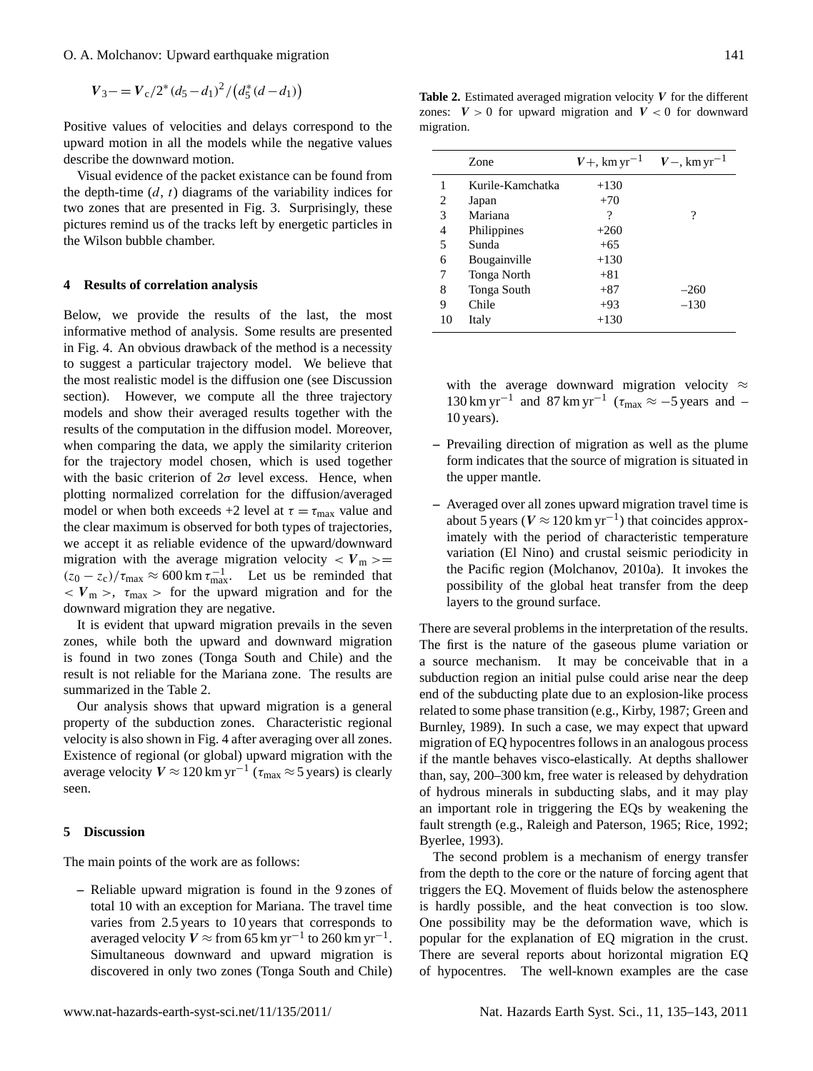$$\boldsymbol{V}_{3-} = \boldsymbol{V}_c/2^*(d_5 - d_1)^2/\left(d_5^*(d - d_1)\right)$$

Positive values of velocities and delays correspond to the upward motion in all the models while the negative values describe the downward motion.

Visual evidence of the packet existance can be found from the depth-time $(d, t)$ diagrams of the variability indices for two zones that are presented in Fig. 3. Surprisingly, these pictures remind us of the tracks left by energetic particles in the Wilson bubble chamber.

## 4 Results of correlation analysis

Below, we provide the results of the last, the most informative method of analysis. Some results are presented in Fig. 4. An obvious drawback of the method is a necessity to suggest a particular trajectory model. We believe that the most realistic model is the diffusion one (see Discussion section). However, we compute all the three trajectory models and show their averaged results together with the results of the computation in the diffusion model. Moreover, when comparing the data, we apply the similarity criterion for the trajectory model chosen, which is used together with the basic criterion of $2\sigma$ level excess. Hence, when plotting normalized correlation for the diffusion/averaged model or when both exceeds +2 level at $\tau = \tau_{\max}$ value and the clear maximum is observed for both types of trajectories, we accept it as reliable evidence of the upward/downward migration with the average migration velocity $<\boldsymbol{V}_{\mathrm{m}}> = (z_0 - z_c)/\tau_{\max} \approx 600\,\mathrm{km}\,\tau_{\max}^{-1}$. Let us be reminded that $<\boldsymbol{V}_{\mathrm{m}}>$, $\tau_{\max}>$ for the upward migration and for the downward migration they are negative.

It is evident that upward migration prevails in the seven zones, while both the upward and downward migration is found in two zones (Tonga South and Chile) and the result is not reliable for the Mariana zone. The results are summarized in the Table 2.

Our analysis shows that upward migration is a general property of the subduction zones. Characteristic regional velocity is also shown in Fig. 4 after averaging over all zones. Existence of regional (or global) upward migration with the average velocity $\boldsymbol{V} \approx 120\,\mathrm{km\,yr}^{-1}$ ($\tau_{\max} \approx 5$ years) is clearly seen.

## 5 Discussion

The main points of the work are as follows:

- Reliable upward migration is found in the 9 zones of total 10 with an exception for Mariana. The travel time varies from 2.5 years to 10 years that corresponds to averaged velocity $\boldsymbol{V} \approx$ from $65\,\mathrm{km\,yr}^{-1}$ to $260\,\mathrm{km\,yr}^{-1}$. Simultaneous downward and upward migration is discovered in only two zones (Tonga South and Chile) with the average downward migration velocity $\approx 130\,\mathrm{km\,yr}^{-1}$ and $87\,\mathrm{km\,yr}^{-1}$ ($\tau_{\max} \approx -5$ years and $-10$ years).
- Prevailing direction of migration as well as the plume form indicates that the source of migration is situated in the upper mantle.
- Averaged over all zones upward migration travel time is about 5 years ($\boldsymbol{V} \approx 120\,\mathrm{km\,yr}^{-1}$) that coincides approximately with the period of characteristic temperature variation (El Nino) and crustal seismic periodicity in the Pacific region (Molchanov, 2010a). It invokes the possibility of the global heat transfer from the deep layers to the ground surface.

**Table 2.** Estimated averaged migration velocity $\boldsymbol{V}$ for the different zones: $\boldsymbol{V} > 0$ for upward migration and $\boldsymbol{V} < 0$ for downward migration.

| | Zone | $\boldsymbol{V}+$, $\mathrm{km\,yr}^{-1}$ | $\boldsymbol{V}-$, $\mathrm{km\,yr}^{-1}$ |
|---|---|---|---|
| 1 | Kurile-Kamchatka | +130 | |
| 2 | Japan | +70 | |
| 3 | Mariana | ? | ? |
| 4 | Philippines | +260 | |
| 5 | Sunda | +65 | |
| 6 | Bougainville | +130 | |
| 7 | Tonga North | +81 | |
| 8 | Tonga South | +87 | –260 |
| 9 | Chile | +93 | –130 |
| 10 | Italy | +130 | |

There are several problems in the interpretation of the results. The first is the nature of the gaseous plume variation or a source mechanism. It may be conceivable that in a subduction region an initial pulse could arise near the deep end of the subducting plate due to an explosion-like process related to some phase transition (e.g., Kirby, 1987; Green and Burnley, 1989). In such a case, we may expect that upward migration of EQ hypocentres follows in an analogous process if the mantle behaves visco-elastically. At depths shallower than, say, 200–300 km, free water is released by dehydration of hydrous minerals in subducting slabs, and it may play an important role in triggering the EQs by weakening the fault strength (e.g., Raleigh and Paterson, 1965; Rice, 1992; Byerlee, 1993).

The second problem is a mechanism of energy transfer from the depth to the core or the nature of forcing agent that triggers the EQ. Movement of fluids below the astenosphere is hardly possible, and the heat convection is too slow. One possibility may be the deformation wave, which is popular for the explanation of EQ migration in the crust. There are several reports about horizontal migration EQ of hypocentres. The well-known examples are the case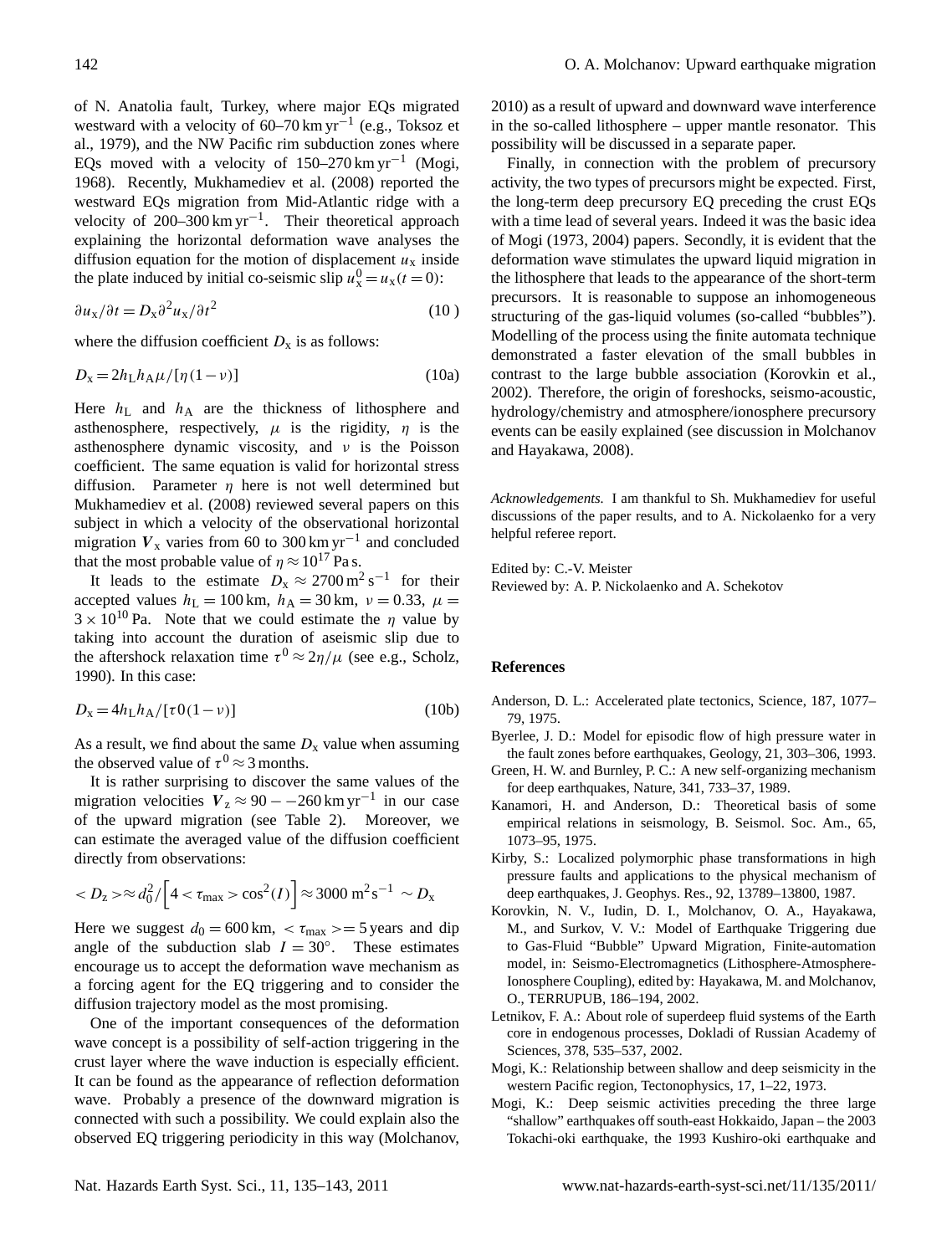of N. Anatolia fault, Turkey, where major EQs migrated westward with a velocity of 60–70 km yr$^{-1}$ (e.g., Toksoz et al., 1979), and the NW Pacific rim subduction zones where EQs moved with a velocity of 150–270 km yr$^{-1}$ (Mogi, 1968). Recently, Mukhamediev et al. (2008) reported the westward EQs migration from Mid-Atlantic ridge with a velocity of 200–300 km yr$^{-1}$. Their theoretical approach explaining the horizontal deformation wave analyses the diffusion equation for the motion of displacement $u_x$ inside the plate induced by initial co-seismic slip $u_x^0 = u_x(t=0)$:

$$\partial u_x/\partial t = D_x \partial^2 u_x/\partial t^2 \tag{10}$$

where the diffusion coefficient $D_x$ is as follows:

$$D_x = 2h_L h_A \mu/[\eta(1-\nu)] \tag{10a}$$

Here $h_L$ and $h_A$ are the thickness of lithosphere and asthenosphere, respectively, $\mu$ is the rigidity, $\eta$ is the asthenosphere dynamic viscosity, and $\nu$ is the Poisson coefficient. The same equation is valid for horizontal stress diffusion. Parameter $\eta$ here is not well determined but Mukhamediev et al. (2008) reviewed several papers on this subject in which a velocity of the observational horizontal migration $\boldsymbol{V}_x$ varies from 60 to 300 km yr$^{-1}$ and concluded that the most probable value of $\eta \approx 10^{17}$ Pa s.

It leads to the estimate $D_x \approx 2700\,\mathrm{m^2\,s^{-1}}$ for their accepted values $h_L = 100$ km, $h_A = 30$ km, $\nu = 0.33$, $\mu = 3\times 10^{10}$ Pa. Note that we could estimate the $\eta$ value by taking into account the duration of aseismic slip due to the aftershock relaxation time $\tau^0 \approx 2\eta/\mu$ (see e.g., Scholz, 1990). In this case:

$$D_x = 4h_L h_A/[\tau 0(1-\nu)] \tag{10b}$$

As a result, we find about the same $D_x$ value when assuming the observed value of $\tau^0 \approx 3$ months.

It is rather surprising to discover the same values of the migration velocities $\boldsymbol{V}_z \approx 90--260$ km yr$^{-1}$ in our case of the upward migration (see Table 2). Moreover, we can estimate the averaged value of the diffusion coefficient directly from observations:

$$< D_z > \approx d_0^2 / \left[ 4 < \tau_{\max} > \cos^2(I) \right] \approx 3000\ \mathrm{m^2\,s^{-1}} \sim D_x$$

Here we suggest $d_0 = 600$ km, $<\tau_{\max}> = 5$ years and dip angle of the subduction slab $I = 30^\circ$. These estimates encourage us to accept the deformation wave mechanism as a forcing agent for the EQ triggering and to consider the diffusion trajectory model as the most promising.

One of the important consequences of the deformation wave concept is a possibility of self-action triggering in the crust layer where the wave induction is especially efficient. It can be found as the appearance of reflection deformation wave. Probably a presence of the downward migration is connected with such a possibility. We could explain also the observed EQ triggering periodicity in this way (Molchanov, 2010) as a result of upward and downward wave interference in the so-called lithosphere – upper mantle resonator. This possibility will be discussed in a separate paper.

Finally, in connection with the problem of precursory activity, the two types of precursors might be expected. First, the long-term deep precursory EQ preceding the crust EQs with a time lead of several years. Indeed it was the basic idea of Mogi (1973, 2004) papers. Secondly, it is evident that the deformation wave stimulates the upward liquid migration in the lithosphere that leads to the appearance of the short-term precursors. It is reasonable to suppose an inhomogeneous structuring of the gas-liquid volumes (so-called "bubbles"). Modelling of the process using the finite automata technique demonstrated a faster elevation of the small bubbles in contrast to the large bubble association (Korovkin et al., 2002). Therefore, the origin of foreshocks, seismo-acoustic, hydrology/chemistry and atmosphere/ionosphere precursory events can be easily explained (see discussion in Molchanov and Hayakawa, 2008).

*Acknowledgements.* I am thankful to Sh. Mukhamediev for useful discussions of the paper results, and to A. Nickolaenko for a very helpful referee report.

Edited by: C.-V. Meister
Reviewed by: A. P. Nickolaenko and A. Schekotov

## References

Anderson, D. L.: Accelerated plate tectonics, Science, 187, 1077–79, 1975.

Byerlee, J. D.: Model for episodic flow of high pressure water in the fault zones before earthquakes, Geology, 21, 303–306, 1993.

Green, H. W. and Burnley, P. C.: A new self-organizing mechanism for deep earthquakes, Nature, 341, 733–37, 1989.

Kanamori, H. and Anderson, D.: Theoretical basis of some empirical relations in seismology, B. Seismol. Soc. Am., 65, 1073–95, 1975.

Kirby, S.: Localized polymorphic phase transformations in high pressure faults and applications to the physical mechanism of deep earthquakes, J. Geophys. Res., 92, 13789–13800, 1987.

Korovkin, N. V., Iudin, D. I., Molchanov, O. A., Hayakawa, M., and Surkov, V. V.: Model of Earthquake Triggering due to Gas-Fluid "Bubble" Upward Migration, Finite-automation model, in: Seismo-Electromagnetics (Lithosphere-Atmosphere-Ionosphere Coupling), edited by: Hayakawa, M. and Molchanov, O., TERRUPUB, 186–194, 2002.

Letnikov, F. A.: About role of superdeep fluid systems of the Earth core in endogenous processes, Dokladi of Russian Academy of Sciences, 378, 535–537, 2002.

Mogi, K.: Relationship between shallow and deep seismicity in the western Pacific region, Tectonophysics, 17, 1–22, 1973.

Mogi, K.: Deep seismic activities preceding the three large "shallow" earthquakes off south-east Hokkaido, Japan – the 2003 Tokachi-oki earthquake, the 1993 Kushiro-oki earthquake and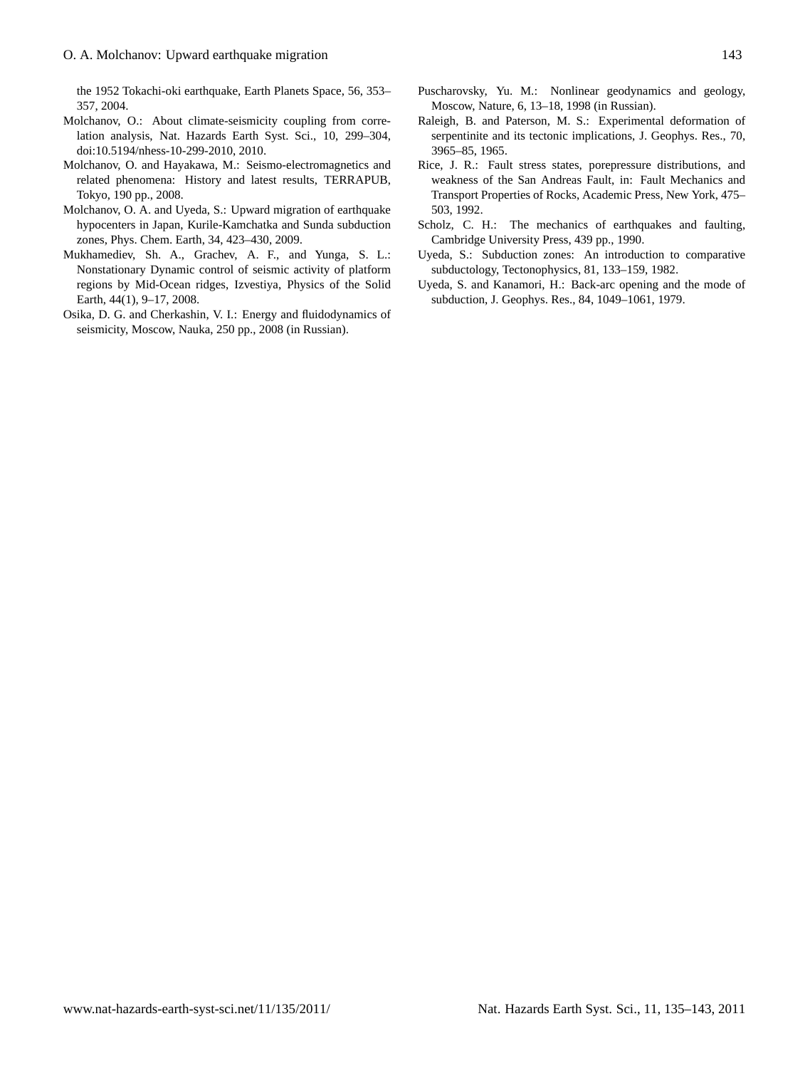the 1952 Tokachi-oki earthquake, Earth Planets Space, 56, 353–357, 2004.

Molchanov, O.: About climate-seismicity coupling from correlation analysis, Nat. Hazards Earth Syst. Sci., 10, 299–304, doi:10.5194/nhess-10-299-2010, 2010.

Molchanov, O. and Hayakawa, M.: Seismo-electromagnetics and related phenomena: History and latest results, TERRAPUB, Tokyo, 190 pp., 2008.

Molchanov, O. A. and Uyeda, S.: Upward migration of earthquake hypocenters in Japan, Kurile-Kamchatka and Sunda subduction zones, Phys. Chem. Earth, 34, 423–430, 2009.

Mukhamediev, Sh. A., Grachev, A. F., and Yunga, S. L.: Nonstationary Dynamic control of seismic activity of platform regions by Mid-Ocean ridges, Izvestiya, Physics of the Solid Earth, 44(1), 9–17, 2008.

Osika, D. G. and Cherkashin, V. I.: Energy and fluidodynamics of seismicity, Moscow, Nauka, 250 pp., 2008 (in Russian).

Puscharovsky, Yu. M.: Nonlinear geodynamics and geology, Moscow, Nature, 6, 13–18, 1998 (in Russian).

Raleigh, B. and Paterson, M. S.: Experimental deformation of serpentinite and its tectonic implications, J. Geophys. Res., 70, 3965–85, 1965.

Rice, J. R.: Fault stress states, porepressure distributions, and weakness of the San Andreas Fault, in: Fault Mechanics and Transport Properties of Rocks, Academic Press, New York, 475–503, 1992.

Scholz, C. H.: The mechanics of earthquakes and faulting, Cambridge University Press, 439 pp., 1990.

Uyeda, S.: Subduction zones: An introduction to comparative subductology, Tectonophysics, 81, 133–159, 1982.

Uyeda, S. and Kanamori, H.: Back-arc opening and the mode of subduction, J. Geophys. Res., 84, 1049–1061, 1979.